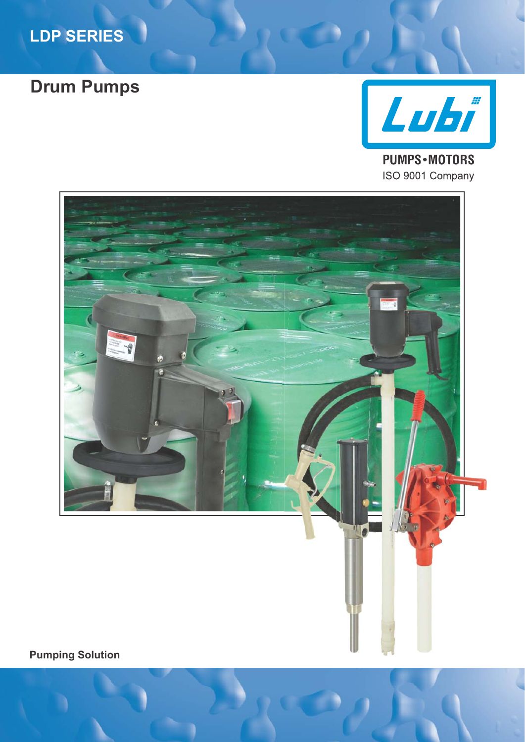# LDP SERIES

## Drum Pumps

Lubi

PUMPS•MOTORS

ISO 9001 Company

**Pumping Solution**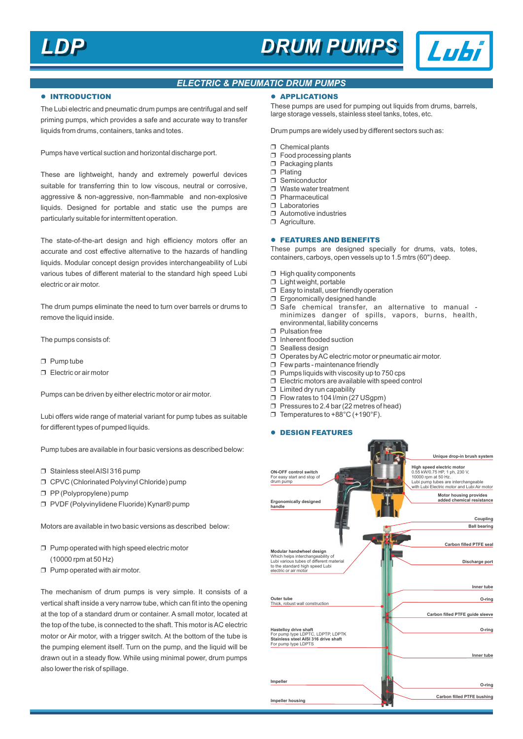# LDP DRUM PUMPS

## ELECTRIC & PNEUMATIC DRUM PUMPS

### INTRODUCTION

The Lubi electric and pneumatic drum pumps are centrifugal and self priming pumps, which provides a safe and accurate way to transfer liquids from drums, containers, tanks and totes.

Pumps have vertical suction and horizontal discharge port.

These are lightweight, handy and extremely powerful devices suitable for transferring thin to low viscous, neutral or corrosive, aggressive & non-aggressive, non-flammable and non-explosive liquids. Designed for portable and static use the pumps are particularly suitable for intermittent operation.

The state-of-the-art design and high efficiency motors offer an accurate and cost effective alternative to the hazards of handling liquids. Modular concept design provides interchangeability of Lubi various tubes of different material to the standard high speed Lubi electric or air motor.

The drum pumps eliminate the need to turn over barrels or drums to remove the liquid inside.

The pumps consists of:

- Pump tube
- Electric or air motor

Pumps can be driven by either electric motor or air motor.

Lubi offers wide range of material variant for pump tubes as suitable for different types of pumped liquids.

Pump tubes are available in four basic versions as described below:

- Stainless steel AISI 316 pump
- CPVC (Chlorinated Polyvinyl Chloride) pump
- PP (Polypropylene) pump
- PVDF (Polyvinylidene Fluoride) Kynar® pump

Motors are available in two basic versions as described below:

- Pump operated with high speed electric motor (10000 rpm at 50 Hz)
- Pump operated with air motor.

The mechanism of drum pumps is very simple. It consists of a vertical shaft inside a very narrow tube, which can fit into the opening at the top of a standard drum or container. A small motor, located at the top of the tube, is connected to the shaft. This motor is AC electric motor or Air motor, with a trigger switch. At the bottom of the tube is the pumping element itself. Turn on the pump, and the liquid will be drawn out in a steady flow. While using minimal power, drum pumps also lower the risk of spillage.

### APPLICATIONS

These pumps are used for pumping out liquids from drums, barrels, large storage vessels, stainless steel tanks, totes, etc.

Drum pumps are widely used by different sectors such as:

- Chemical plants
- Food processing plants
- Packaging plants
- Plating
- Semiconductor
- Waste water treatment
- Pharmaceutical
- Laboratories
- Automotive industries
- Agriculture.

### FEATURES AND BENEFITS

These pumps are designed specially for drums, vats, totes, containers, carboys, open vessels up to 1.5 mtrs (60") deep.

- High quality components
- Light weight, portable
- Easy to install, user friendly operation
- Ergonomically designed handle
- Safe chemical transfer, an alternative to manual - minimizes danger of spills, vapors, burns, health, environmental, liability concerns
- Pulsation free
- Inherent flooded suction
- Sealless design
- Operates by AC electric motor or pneumatic air motor.
- Few parts - maintenance friendly
- Pumps liquids with viscosity up to 750 cps
- Electric motors are available with speed control
- Limited dry run capability
- Flow rates to 104 l/min (27 USgpm)
- Pressures to 2.4 bar (22 metres of head)
- Temperatures to +88°C (+190°F).

### DESIGN FEATURES

Unique drop-in brush system

**ON-OFF control switch**
For easy start and stop of drum pump

**High speed electric motor**
0.55 kW/0.75 HP, 1 ph, 230 V, 10000 rpm at 50 Hz.
Lubi pump tubes are interchangeable with Lubi Electric motor and Lubi Air motor

**Ergonomically designed handle**

**Motor housing provides added chemical resistance**

**Coupling**

**Ball bearing**

**Modular handwheel design**
Which helps interchangeability of Lubi various tubes of different material to the standard high speed Lubi electric or air motor

**Carbon filled PTFE seal**

**Discharge port**

**Inner tube**

**Outer tube**
Thick, robust wall construction

**O-ring**

**Carbon filled PTFE guide sleeve**

**Hastelloy drive shaft**
For pump type LDPTC, LDPTP, LDPTK
**Stainless steel AISI 316 drive shaft**
For pump type LDPTS

**O-ring**

**Inner tube**

**Impeller**

**O-ring**

**Impeller housing**

**Carbon filled PTFE bushing**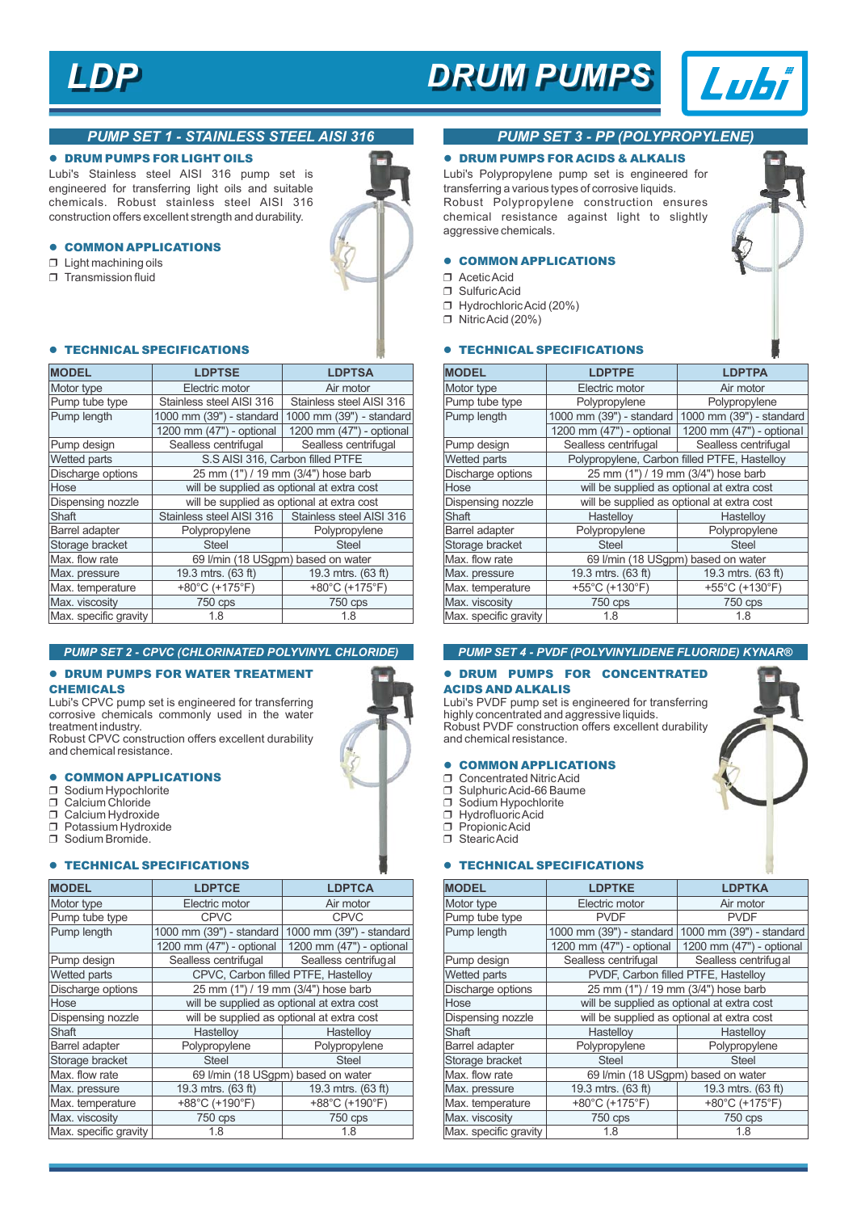# LDP

# DRUM PUMPS

Lubi

## PUMP SET 1 - STAINLESS STEEL AISI 316

### DRUM PUMPS FOR LIGHT OILS

Lubi's Stainless steel AISI 316 pump set is engineered for transferring light oils and suitable chemicals. Robust stainless steel AISI 316 construction offers excellent strength and durability.

### COMMON APPLICATIONS

- Light machining oils
- Transmission fluid

### TECHNICAL SPECIFICATIONS

| MODEL | LDPTSE | LDPTSA |
|---|---|---|
| Motor type | Electric motor | Air motor |
| Pump tube type | Stainless steel AISI 316 | Stainless steel AISI 316 |
| Pump length | 1000 mm (39") - standard | 1000 mm (39") - standard |
| | 1200 mm (47") - optional | 1200 mm (47") - optional |
| Pump design | Sealless centrifugal | Sealless centrifugal |
| Wetted parts | S.S AISI 316, Carbon filled PTFE | |
| Discharge options | 25 mm (1") / 19 mm (3/4") hose barb | |
| Hose | will be supplied as optional at extra cost | |
| Dispensing nozzle | will be supplied as optional at extra cost | |
| Shaft | Stainless steel AISI 316 | Stainless steel AISI 316 |
| Barrel adapter | Polypropylene | Polypropylene |
| Storage bracket | Steel | Steel |
| Max. flow rate | 69 l/min (18 USgpm) based on water | |
| Max. pressure | 19.3 mtrs. (63 ft) | 19.3 mtrs. (63 ft) |
| Max. temperature | +80°C (+175°F) | +80°C (+175°F) |
| Max. viscosity | 750 cps | 750 cps |
| Max. specific gravity | 1.8 | 1.8 |

## PUMP SET 2 - CPVC (CHLORINATED POLYVINYL CHLORIDE)

### DRUM PUMPS FOR WATER TREATMENT CHEMICALS

Lubi's CPVC pump set is engineered for transferring corrosive chemicals commonly used in the water treatment industry.
Robust CPVC construction offers excellent durability and chemical resistance.

### COMMON APPLICATIONS

- Sodium Hypochlorite
- Calcium Chloride
- Calcium Hydroxide
- Potassium Hydroxide
- Sodium Bromide.

### TECHNICAL SPECIFICATIONS

| MODEL | LDPTCE | LDPTCA |
|---|---|---|
| Motor type | Electric motor | Air motor |
| Pump tube type | CPVC | CPVC |
| Pump length | 1000 mm (39") - standard | 1000 mm (39") - standard |
| | 1200 mm (47") - optional | 1200 mm (47") - optional |
| Pump design | Sealless centrifugal | Sealless centrifugal |
| Wetted parts | CPVC, Carbon filled PTFE, Hastelloy | |
| Discharge options | 25 mm (1") / 19 mm (3/4") hose barb | |
| Hose | will be supplied as optional at extra cost | |
| Dispensing nozzle | will be supplied as optional at extra cost | |
| Shaft | Hastelloy | Hastelloy |
| Barrel adapter | Polypropylene | Polypropylene |
| Storage bracket | Steel | Steel |
| Max. flow rate | 69 l/min (18 USgpm) based on water | |
| Max. pressure | 19.3 mtrs. (63 ft) | 19.3 mtrs. (63 ft) |
| Max. temperature | +88°C (+190°F) | +88°C (+190°F) |
| Max. viscosity | 750 cps | 750 cps |
| Max. specific gravity | 1.8 | 1.8 |

## PUMP SET 3 - PP (POLYPROPYLENE)

### DRUM PUMPS FOR ACIDS & ALKALIS

Lubi's Polypropylene pump set is engineered for transferring a various types of corrosive liquids.
Robust Polypropylene construction ensures chemical resistance against light to slightly aggressive chemicals.

### COMMON APPLICATIONS

- Acetic Acid
- Sulfuric Acid
- Hydrochloric Acid (20%)
- Nitric Acid (20%)

### TECHNICAL SPECIFICATIONS

| MODEL | LDPTPE | LDPTPA |
|---|---|---|
| Motor type | Electric motor | Air motor |
| Pump tube type | Polypropylene | Polypropylene |
| Pump length | 1000 mm (39") - standard | 1000 mm (39") - standard |
| | 1200 mm (47") - optional | 1200 mm (47") - optional |
| Pump design | Sealless centrifugal | Sealless centrifugal |
| Wetted parts | Polypropylene, Carbon filled PTFE, Hastelloy | |
| Discharge options | 25 mm (1") / 19 mm (3/4") hose barb | |
| Hose | will be supplied as optional at extra cost | |
| Dispensing nozzle | will be supplied as optional at extra cost | |
| Shaft | Hastelloy | Hastelloy |
| Barrel adapter | Polypropylene | Polypropylene |
| Storage bracket | Steel | Steel |
| Max. flow rate | 69 l/min (18 USgpm) based on water | |
| Max. pressure | 19.3 mtrs. (63 ft) | 19.3 mtrs. (63 ft) |
| Max. temperature | +55°C (+130°F) | +55°C (+130°F) |
| Max. viscosity | 750 cps | 750 cps |
| Max. specific gravity | 1.8 | 1.8 |

## PUMP SET 4 - PVDF (POLYVINYLIDENE FLUORIDE) KYNAR®

### DRUM PUMPS FOR CONCENTRATED ACIDS AND ALKALIS

Lubi's PVDF pump set is engineered for transferring highly concentrated and aggressive liquids.
Robust PVDF construction offers excellent durability and chemical resistance.

### COMMON APPLICATIONS

- Concentrated Nitric Acid
- Sulphuric Acid-66 Baume
- Sodium Hypochlorite
- Hydrofluoric Acid
- Propionic Acid
- Stearic Acid

### TECHNICAL SPECIFICATIONS

| MODEL | LDPTKE | LDPTKA |
|---|---|---|
| Motor type | Electric motor | Air motor |
| Pump tube type | PVDF | PVDF |
| Pump length | 1000 mm (39") - standard | 1000 mm (39") - standard |
| | 1200 mm (47") - optional | 1200 mm (47") - optional |
| Pump design | Sealless centrifugal | Sealless centrifugal |
| Wetted parts | PVDF, Carbon filled PTFE, Hastelloy | |
| Discharge options | 25 mm (1") / 19 mm (3/4") hose barb | |
| Hose | will be supplied as optional at extra cost | |
| Dispensing nozzle | will be supplied as optional at extra cost | |
| Shaft | Hastelloy | Hastelloy |
| Barrel adapter | Polypropylene | Polypropylene |
| Storage bracket | Steel | Steel |
| Max. flow rate | 69 l/min (18 USgpm) based on water | |
| Max. pressure | 19.3 mtrs. (63 ft) | 19.3 mtrs. (63 ft) |
| Max. temperature | +80°C (+175°F) | +80°C (+175°F) |
| Max. viscosity | 750 cps | 750 cps |
| Max. specific gravity | 1.8 | 1.8 |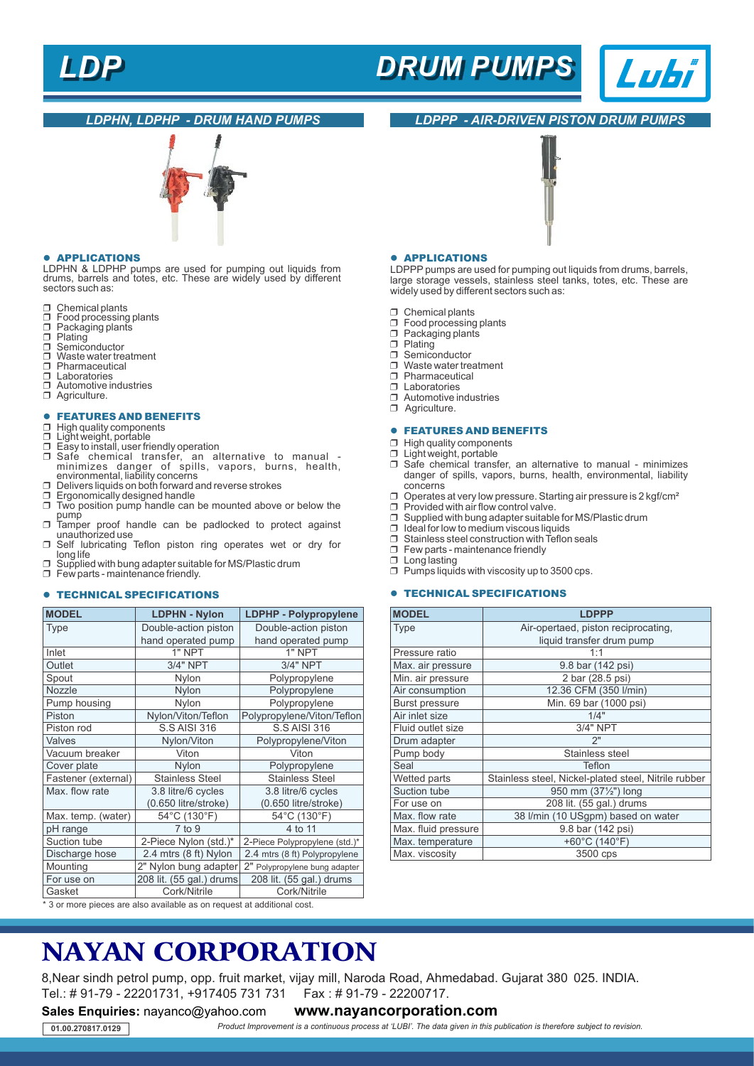# LDP DRUM PUMPS

## LDPHN, LDPHP - DRUM HAND PUMPS

### APPLICATIONS

LDPHN & LDPHP pumps are used for pumping out liquids from drums, barrels and totes, etc. These are widely used by different sectors such as:

- Chemical plants
- Food processing plants
- Packaging plants
- Plating
- Semiconductor
- Waste water treatment
- Pharmaceutical
- Laboratories
- Automotive industries
- Agriculture.

### FEATURES AND BENEFITS

- High quality components
- Light weight, portable
- Easy to install, user friendly operation
- Safe chemical transfer, an alternative to manual - minimizes danger of spills, vapors, burns, health, environmental, liability concerns
- Delivers liquids on both forward and reverse strokes
- Ergonomically designed handle
- Two position pump handle can be mounted above or below the pump
- Tamper proof handle can be padlocked to protect against unauthorized use
- Self lubricating Teflon piston ring operates wet or dry for long life
- Supplied with bung adapter suitable for MS/Plastic drum
- Few parts - maintenance friendly.

### TECHNICAL SPECIFICATIONS

| MODEL | LDPHN - Nylon | LDPHP - Polypropylene |
|---|---|---|
| Type | Double-action piston hand operated pump | Double-action piston hand operated pump |
| Inlet | 1" NPT | 1" NPT |
| Outlet | 3/4" NPT | 3/4" NPT |
| Spout | Nylon | Polypropylene |
| Nozzle | Nylon | Polypropylene |
| Pump housing | Nylon | Polypropylene |
| Piston | Nylon/Viton/Teflon | Polypropylene/Viton/Teflon |
| Piston rod | S.S AISI 316 | S.S AISI 316 |
| Valves | Nylon/Viton | Polypropylene/Viton |
| Vacuum breaker | Viton | Viton |
| Cover plate | Nylon | Polypropylene |
| Fastener (external) | Stainless Steel | Stainless Steel |
| Max. flow rate | 3.8 litre/6 cycles (0.650 litre/stroke) | 3.8 litre/6 cycles (0.650 litre/stroke) |
| Max. temp. (water) | 54°C (130°F) | 54°C (130°F) |
| pH range | 7 to 9 | 4 to 11 |
| Suction tube | 2-Piece Nylon (std.)* | 2-Piece Polypropylene (std.)* |
| Discharge hose | 2.4 mtrs (8 ft) Nylon | 2.4 mtrs (8 ft) Polypropylene |
| Mounting | 2" Nylon bung adapter | 2" Polypropylene bung adapter |
| For use on | 208 lit. (55 gal.) drums | 208 lit. (55 gal.) drums |
| Gasket | Cork/Nitrile | Cork/Nitrile |

* 3 or more pieces are also available as on request at additional cost.

## LDPPP - AIR-DRIVEN PISTON DRUM PUMPS

### APPLICATIONS

LDPPP pumps are used for pumping out liquids from drums, barrels, large storage vessels, stainless steel tanks, totes, etc. These are widely used by different sectors such as:

- Chemical plants
- Food processing plants
- Packaging plants
- Plating
- Semiconductor
- Waste water treatment
- Pharmaceutical
- Laboratories
- Automotive industries
- Agriculture.

### FEATURES AND BENEFITS

- High quality components
- Light weight, portable
- Safe chemical transfer, an alternative to manual - minimizes danger of spills, vapors, burns, health, environmental, liability concerns
- Operates at very low pressure. Starting air pressure is 2 kgf/cm²
- Provided with air flow control valve.
- Supplied with bung adapter suitable for MS/Plastic drum
- Ideal for low to medium viscous liquids
- Stainless steel construction with Teflon seals
- Few parts - maintenance friendly
- Long lasting
- Pumps liquids with viscosity up to 3500 cps.

### TECHNICAL SPECIFICATIONS

| MODEL | LDPPP |
|---|---|
| Type | Air-opertaed, piston reciprocating, liquid transfer drum pump |
| Pressure ratio | 1:1 |
| Max. air pressure | 9.8 bar (142 psi) |
| Min. air pressure | 2 bar (28.5 psi) |
| Air consumption | 12.36 CFM (350 l/min) |
| Burst pressure | Min. 69 bar (1000 psi) |
| Air inlet size | 1/4" |
| Fluid outlet size | 3/4" NPT |
| Drum adapter | 2" |
| Pump body | Stainless steel |
| Seal | Teflon |
| Wetted parts | Stainless steel, Nickel-plated steel, Nitrile rubber |
| Suction tube | 950 mm (37½") long |
| For use on | 208 lit. (55 gal.) drums |
| Max. flow rate | 38 l/min (10 USgpm) based on water |
| Max. fluid pressure | 9.8 bar (142 psi) |
| Max. temperature | +60°C (140°F) |
| Max. viscosity | 3500 cps |

# NAYAN CORPORATION

8,Near sindh petrol pump, opp. fruit market, vijay mill, Naroda Road, Ahmedabad. Gujarat 380 025. INDIA.
Tel.: # 91-79 - 22201731, +917405 731 731 Fax : # 91-79 - 22200717.

**Sales Enquiries:** nayanco@yahoo.com **www.nayancorporation.com**

01.00.270817.0129

*Product Improvement is a continuous process at 'LUBI'. The data given in this publication is therefore subject to revision.*